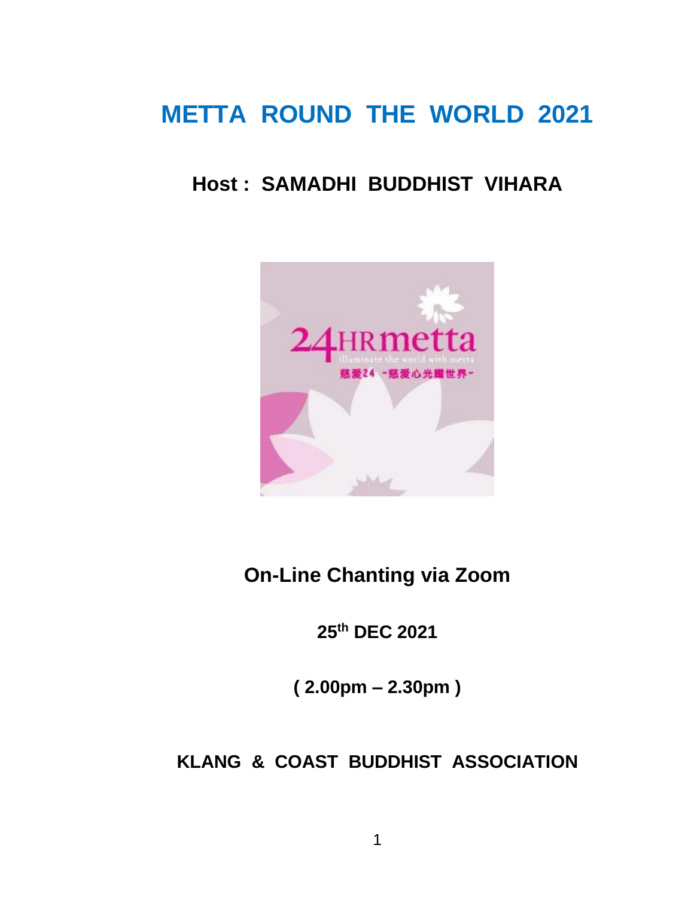# METTA ROUND THE WORLD 2021

## Host : SAMADHI BUDDHIST VIHARA

**On-Line Chanting via Zoom**

**25th DEC 2021**

**( 2.00pm – 2.30pm )**

**KLANG & COAST BUDDHIST ASSOCIATION**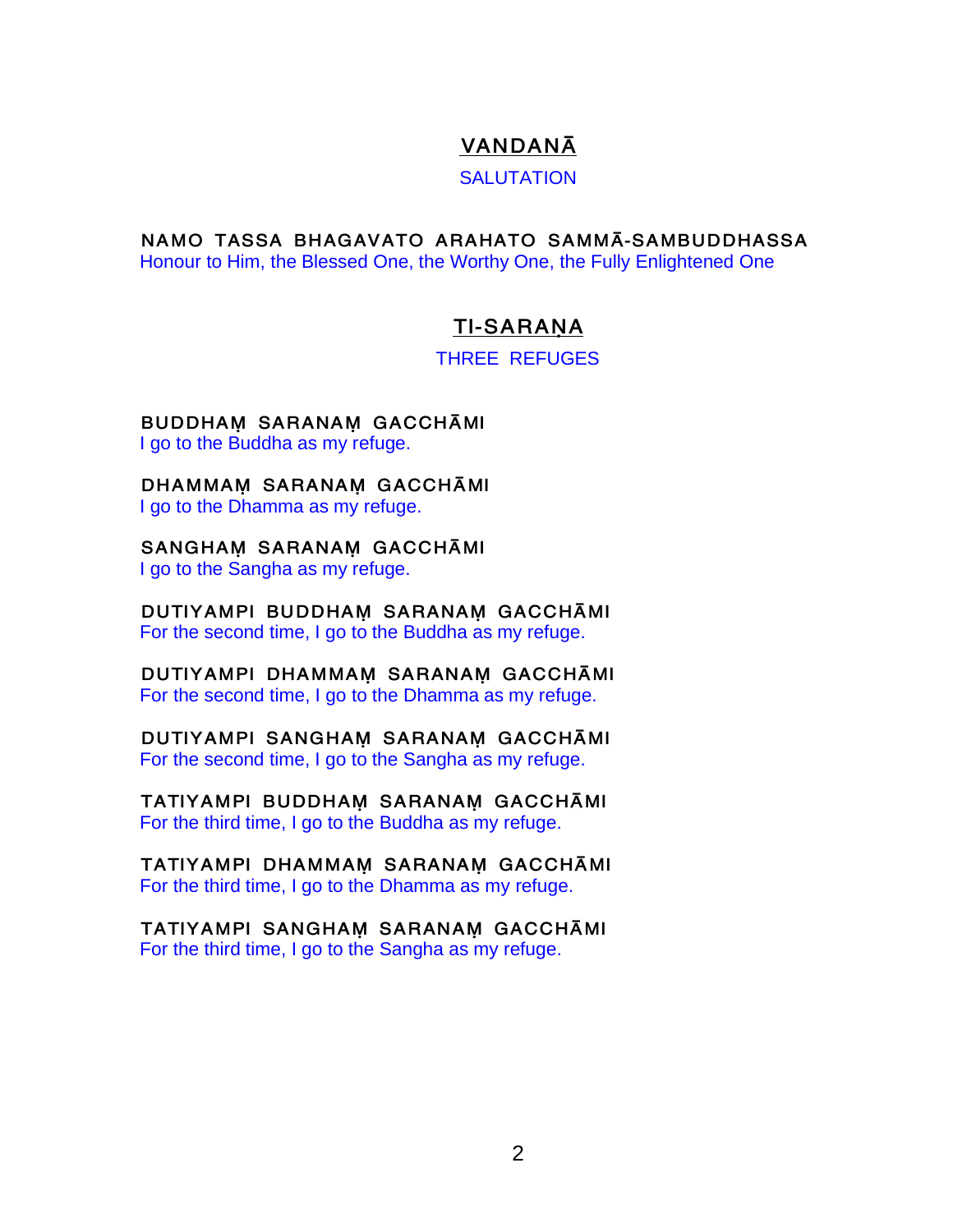## VANDANĀ

SALUTATION

**NAMO TASSA BHAGAVATO ARAHATO SAMMĀ-SAMBUDDHASSA**
Honour to Him, the Blessed One, the Worthy One, the Fully Enlightened One

## TI-SARAṆA

THREE REFUGES

**BUDDHAṂ SARANAṂ GACCHĀMI**
I go to the Buddha as my refuge.

**DHAMMAṂ SARANAṂ GACCHĀMI**
I go to the Dhamma as my refuge.

**SANGHAṂ SARANAṂ GACCHĀMI**
I go to the Sangha as my refuge.

**DUTIYAMPI BUDDHAṂ SARANAṂ GACCHĀMI**
For the second time, I go to the Buddha as my refuge.

**DUTIYAMPI DHAMMAṂ SARANAṂ GACCHĀMI**
For the second time, I go to the Dhamma as my refuge.

**DUTIYAMPI SANGHAṂ SARANAṂ GACCHĀMI**
For the second time, I go to the Sangha as my refuge.

**TATIYAMPI BUDDHAṂ SARANAṂ GACCHĀMI**
For the third time, I go to the Buddha as my refuge.

**TATIYAMPI DHAMMAṂ SARANAṂ GACCHĀMI**
For the third time, I go to the Dhamma as my refuge.

**TATIYAMPI SANGHAṂ SARANAṂ GACCHĀMI**
For the third time, I go to the Sangha as my refuge.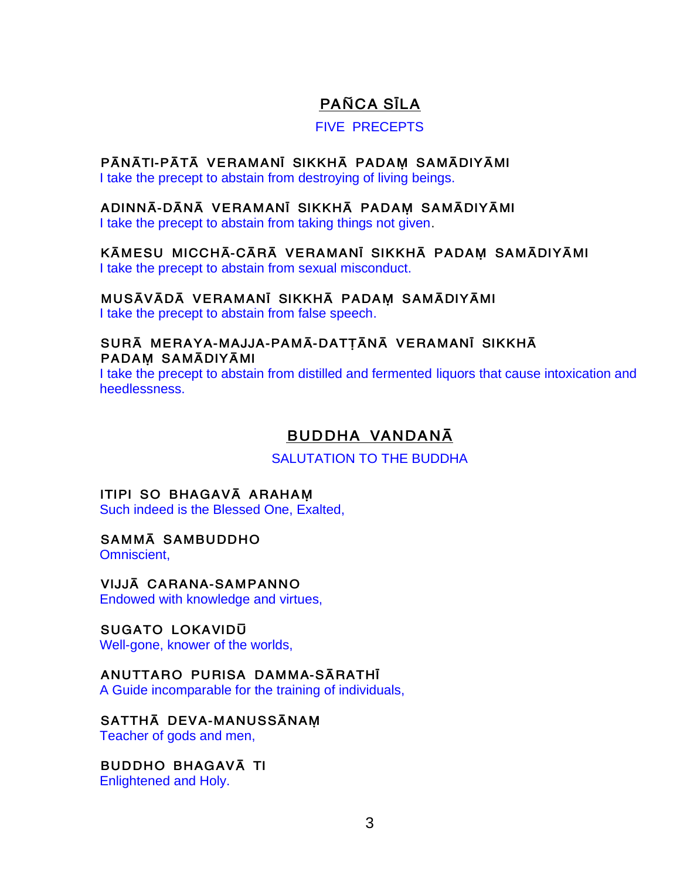## PAÑCA SĪLA

FIVE PRECEPTS

**PĀNĀTI-PĀTĀ VERAMANĪ SIKKHĀ PADAṂ SAMĀDIYĀMI**
I take the precept to abstain from destroying of living beings.

**ADINNĀ-DĀNĀ VERAMANĪ SIKKHĀ PADAṂ SAMĀDIYĀMI**
I take the precept to abstain from taking things not given.

**KĀMESU MICCHĀ-CĀRĀ VERAMANĪ SIKKHĀ PADAṂ SAMĀDIYĀMI**
I take the precept to abstain from sexual misconduct.

**MUSĀVĀDĀ VERAMANĪ SIKKHĀ PADAṂ SAMĀDIYĀMI**
I take the precept to abstain from false speech.

**SURĀ MERAYA-MAJJA-PAMĀ-DATṬĀNĀ VERAMANĪ SIKKHĀ PADAṂ SAMĀDIYĀMI**
I take the precept to abstain from distilled and fermented liquors that cause intoxication and heedlessness.

## BUDDHA VANDANĀ

SALUTATION TO THE BUDDHA

**ITIPI SO BHAGAVĀ ARAHAṂ**
Such indeed is the Blessed One, Exalted,

**SAMMĀ SAMBUDDHO**
Omniscient,

**VIJJĀ CARANA-SAMPANNO**
Endowed with knowledge and virtues,

**SUGATO LOKAVIDŪ**
Well-gone, knower of the worlds,

**ANUTTARO PURISA DAMMA-SĀRATHĪ**
A Guide incomparable for the training of individuals,

**SATTHĀ DEVA-MANUSSĀNAṂ**
Teacher of gods and men,

**BUDDHO BHAGAVĀ TI**
Enlightened and Holy.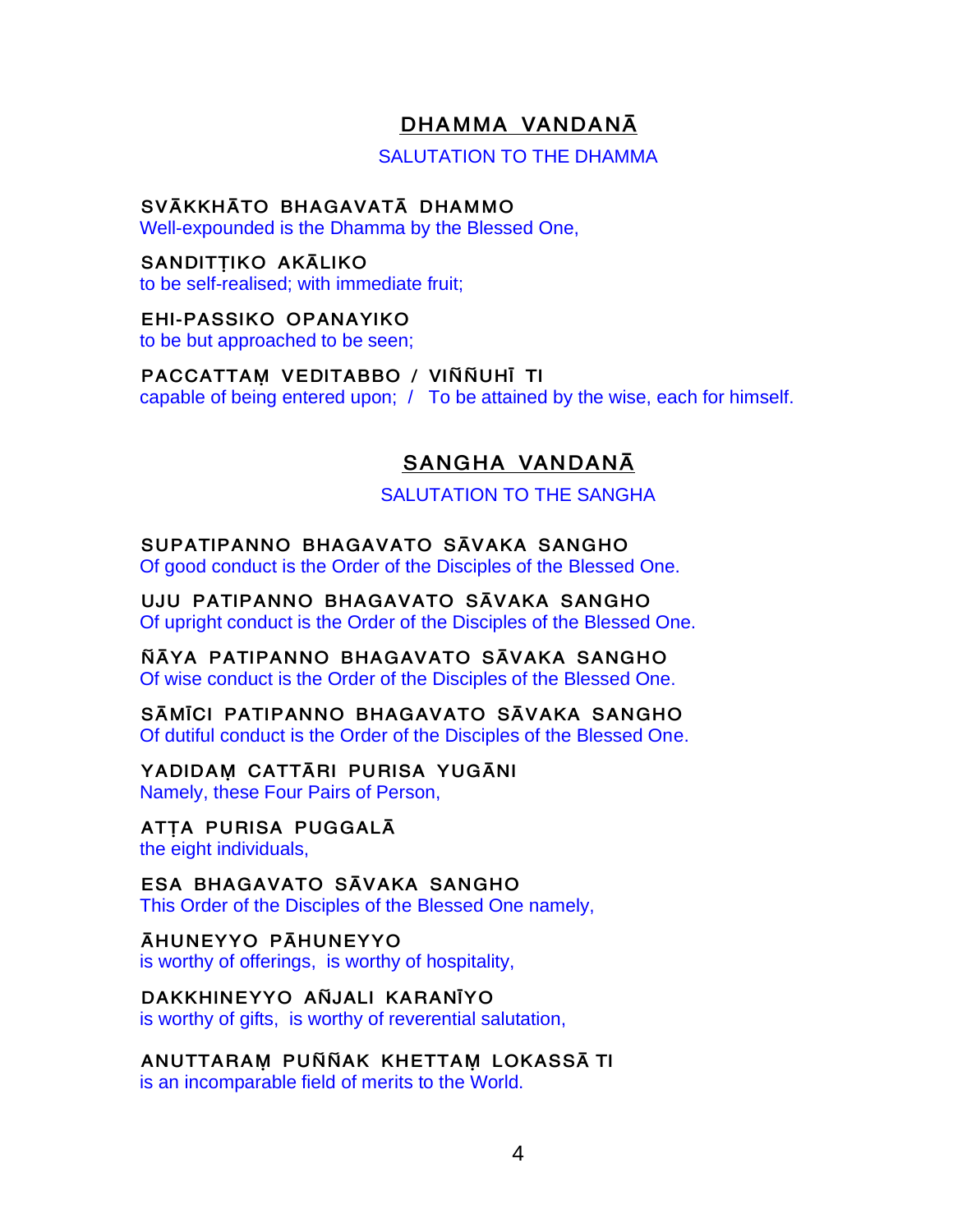## DHAMMA VANDANĀ

SALUTATION TO THE DHAMMA

**SVĀKKHĀTO BHAGAVATĀ DHAMMO**
Well-expounded is the Dhamma by the Blessed One,

**SANDITṬIKO AKĀLIKO**
to be self-realised; with immediate fruit;

**EHI-PASSIKO OPANAYIKO**
to be but approached to be seen;

**PACCATTAṂ VEDITABBO / VIÑÑUHĪ TI**
capable of being entered upon; / To be attained by the wise, each for himself.

## SANGHA VANDANĀ

SALUTATION TO THE SANGHA

**SUPATIPANNO BHAGAVATO SĀVAKA SANGHO**
Of good conduct is the Order of the Disciples of the Blessed One.

**UJU PATIPANNO BHAGAVATO SĀVAKA SANGHO**
Of upright conduct is the Order of the Disciples of the Blessed One.

**ÑĀYA PATIPANNO BHAGAVATO SĀVAKA SANGHO**
Of wise conduct is the Order of the Disciples of the Blessed One.

**SĀMĪCI PATIPANNO BHAGAVATO SĀVAKA SANGHO**
Of dutiful conduct is the Order of the Disciples of the Blessed One.

**YADIDAṂ CATTĀRI PURISA YUGĀNI**
Namely, these Four Pairs of Person,

**ATṬA PURISA PUGGALĀ**
the eight individuals,

**ESA BHAGAVATO SĀVAKA SANGHO**
This Order of the Disciples of the Blessed One namely,

**ĀHUNEYYO PĀHUNEYYO**
is worthy of offerings, is worthy of hospitality,

**DAKKHINEYYO AÑJALI KARANĪYO**
is worthy of gifts, is worthy of reverential salutation,

**ANUTTARAṂ PUÑÑAK KHETTAṂ LOKASSĀ TI**
is an incomparable field of merits to the World.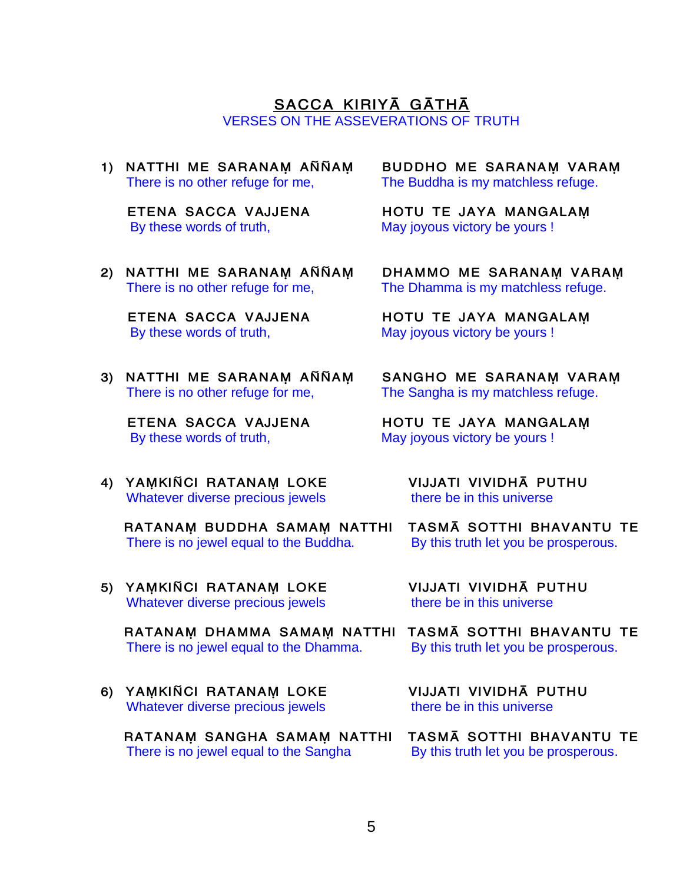## SACCA KIRIYĀ GĀTHĀ

VERSES ON THE ASSEVERATIONS OF TRUTH

1) NATTHI ME SARANAṂ AÑÑAṂ — BUDDHO ME SARANAṂ VARAṂ
There is no other refuge for me, — The Buddha is my matchless refuge.

ETENA SACCA VAJJENA — HOTU TE JAYA MANGALAṂ
By these words of truth, — May joyous victory be yours !

2) NATTHI ME SARANAṂ AÑÑAṂ — DHAMMO ME SARANAṂ VARAṂ
There is no other refuge for me, — The Dhamma is my matchless refuge.

ETENA SACCA VAJJENA — HOTU TE JAYA MANGALAṂ
By these words of truth, — May joyous victory be yours !

3) NATTHI ME SARANAṂ AÑÑAṂ — SANGHO ME SARANAṂ VARAṂ
There is no other refuge for me, — The Sangha is my matchless refuge.

ETENA SACCA VAJJENA — HOTU TE JAYA MANGALAṂ
By these words of truth, — May joyous victory be yours !

4) YAṂKIÑCI RATANAṂ LOKE — VIJJATI VIVIDHĀ PUTHU
Whatever diverse precious jewels — there be in this universe

RATANAṂ BUDDHA SAMAṂ NATTHI — TASMĀ SOTTHI BHAVANTU TE
There is no jewel equal to the Buddha. — By this truth let you be prosperous.

5) YAṂKIÑCI RATANAṂ LOKE — VIJJATI VIVIDHĀ PUTHU
Whatever diverse precious jewels — there be in this universe

RATANAṂ DHAMMA SAMAṂ NATTHI — TASMĀ SOTTHI BHAVANTU TE
There is no jewel equal to the Dhamma. — By this truth let you be prosperous.

6) YAṂKIÑCI RATANAṂ LOKE — VIJJATI VIVIDHĀ PUTHU
Whatever diverse precious jewels — there be in this universe

RATANAṂ SANGHA SAMAṂ NATTHI — TASMĀ SOTTHI BHAVANTU TE
There is no jewel equal to the Sangha — By this truth let you be prosperous.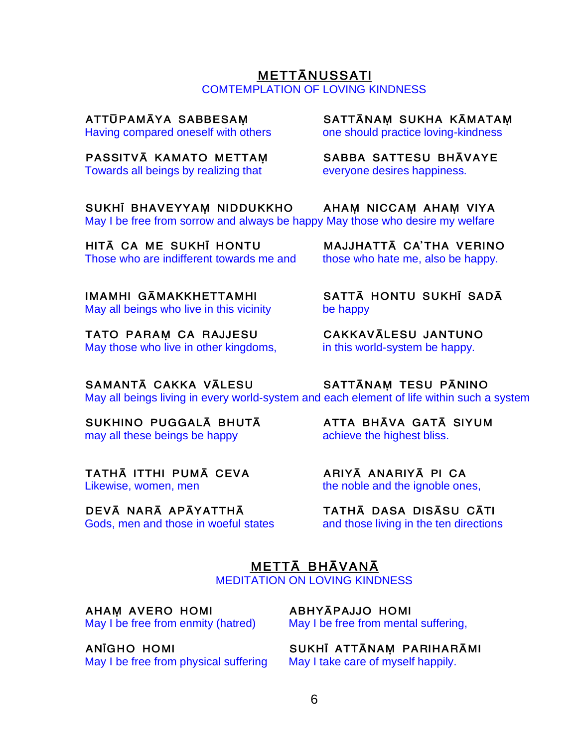## METTĀNUSSATI

COMTEMPLATION OF LOVING KINDNESS

ATTŪPAMĀYA SABBESAṂ SATTĀNAṂ SUKHA KĀMATAṂ
Having compared oneself with others one should practice loving-kindness

PASSITVĀ KAMATO METTAṂ SABBA SATTESU BHĀVAYE
Towards all beings by realizing that everyone desires happiness.

SUKHĪ BHAVEYYAṂ NIDDUKKHO AHAṂ NICCAṂ AHAṂ VIYA
May I be free from sorrow and always be happy May those who desire my welfare

HITĀ CA ME SUKHĪ HONTU MAJJHATTĀ CA'THA VERINO
Those who are indifferent towards me and those who hate me, also be happy.

IMAMHI GĀMAKKHETTAMHI SATTĀ HONTU SUKHĪ SADĀ
May all beings who live in this vicinity be happy

TATO PARAṂ CA RAJJESU CAKKAVĀLESU JANTUNO
May those who live in other kingdoms, in this world-system be happy.

SAMANTĀ CAKKA VĀLESU SATTĀNAṂ TESU PĀNINO
May all beings living in every world-system and each element of life within such a system

SUKHINO PUGGALĀ BHUTĀ ATTA BHĀVA GATĀ SIYUM
may all these beings be happy achieve the highest bliss.

TATHĀ ITTHI PUMĀ CEVA ARIYĀ ANARIYĀ PI CA
Likewise, women, men the noble and the ignoble ones,

DEVĀ NARĀ APĀYATTHĀ TATHĀ DASA DISĀSU CĀTI
Gods, men and those in woeful states and those living in the ten directions

## METTĀ BHĀVANĀ

MEDITATION ON LOVING KINDNESS

AHAṂ AVERO HOMI ABHYĀPAJJO HOMI
May I be free from enmity (hatred) May I be free from mental suffering,

ANĪGHO HOMI SUKHĪ ATTĀNAṂ PARIHARĀMI
May I be free from physical suffering May I take care of myself happily.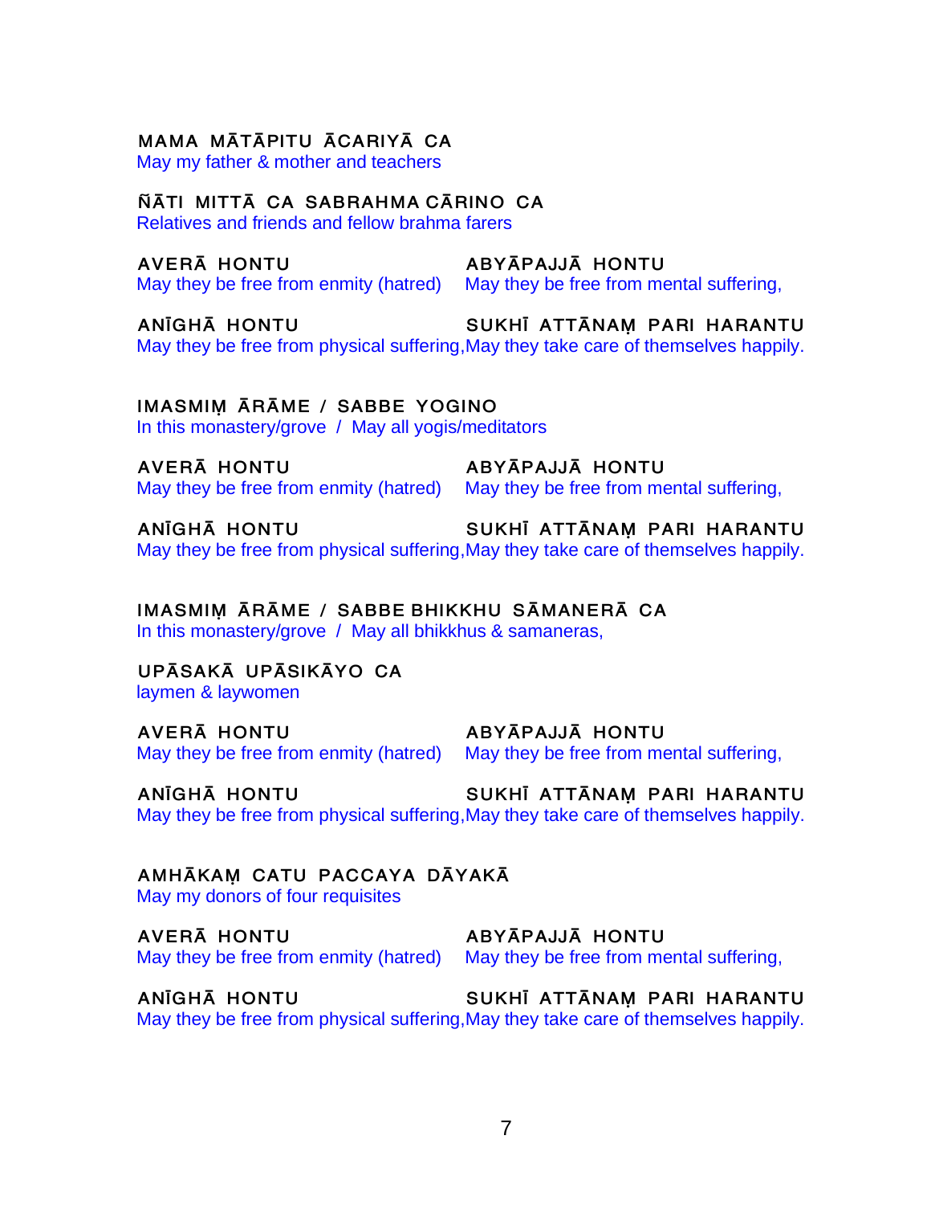MAMA MĀTĀPITU ĀCARIYĀ CA
May my father & mother and teachers

ÑĀTI MITTĀ CA SABRAHMA CĀRINO CA
Relatives and friends and fellow brahma farers

AVERĀ HONTU
May they be free from enmity (hatred)

ABYĀPAJJĀ HONTU
May they be free from mental suffering,

ANĪGHĀ HONTU
May they be free from physical suffering,

SUKHĪ ATTĀNAṂ PARI HARANTU
May they take care of themselves happily.

IMASMIṂ ĀRĀME / SABBE YOGINO
In this monastery/grove / May all yogis/meditators

AVERĀ HONTU
May they be free from enmity (hatred)

ABYĀPAJJĀ HONTU
May they be free from mental suffering,

ANĪGHĀ HONTU
May they be free from physical suffering,

SUKHĪ ATTĀNAṂ PARI HARANTU
May they take care of themselves happily.

IMASMIṂ ĀRĀME / SABBE BHIKKHU SĀMANERĀ CA
In this monastery/grove / May all bhikkhus & samaneras,

UPĀSAKĀ UPĀSIKĀYO CA
laymen & laywomen

AVERĀ HONTU
May they be free from enmity (hatred)

ABYĀPAJJĀ HONTU
May they be free from mental suffering,

ANĪGHĀ HONTU
May they be free from physical suffering,

SUKHĪ ATTĀNAṂ PARI HARANTU
May they take care of themselves happily.

AMHĀKAṂ CATU PACCAYA DĀYAKĀ
May my donors of four requisites

AVERĀ HONTU
May they be free from enmity (hatred)

ABYĀPAJJĀ HONTU
May they be free from mental suffering,

ANĪGHĀ HONTU
May they be free from physical suffering,

SUKHĪ ATTĀNAṂ PARI HARANTU
May they take care of themselves happily.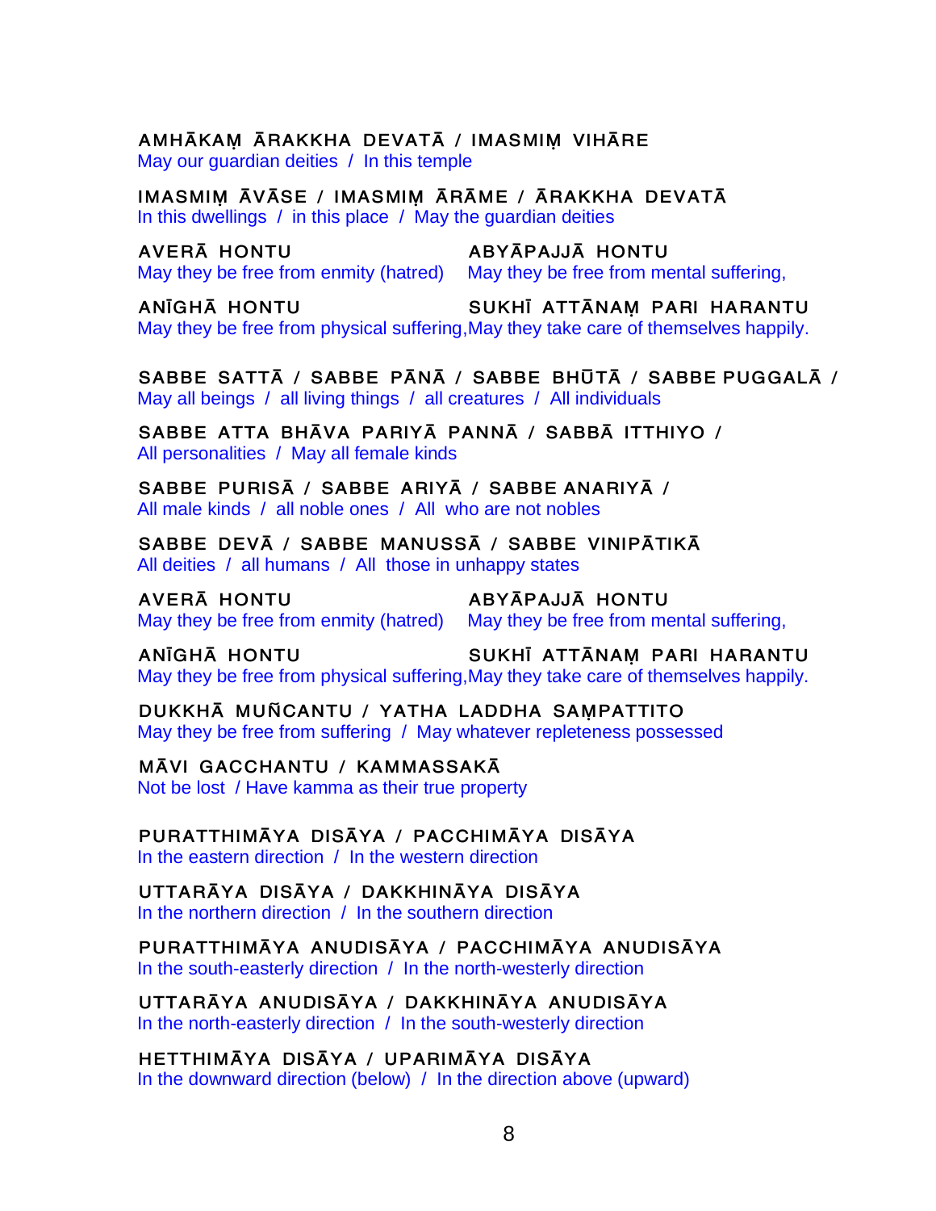AMHĀKAṂ ĀRAKKHA DEVATĀ / IMASMIṂ VIHĀRE
May our guardian deities / In this temple

IMASMIṂ ĀVĀSE / IMASMIṂ ĀRĀME / ĀRAKKHA DEVATĀ
In this dwellings / in this place / May the guardian deities

AVERĀ HONTU ABYĀPAJJĀ HONTU
May they be free from enmity (hatred) May they be free from mental suffering,

ANĪGHĀ HONTU SUKHĪ ATTĀNAṂ PARI HARANTU
May they be free from physical suffering,May they take care of themselves happily.

SABBE SATTĀ / SABBE PĀNĀ / SABBE BHŪTĀ / SABBE PUGGALĀ /
May all beings / all living things / all creatures / All individuals

SABBE ATTA BHĀVA PARIYĀ PANNĀ / SABBĀ ITTHIYO /
All personalities / May all female kinds

SABBE PURISĀ / SABBE ARIYĀ / SABBE ANARIYĀ /
All male kinds / all noble ones / All who are not nobles

SABBE DEVĀ / SABBE MANUSSĀ / SABBE VINIPĀTIKĀ
All deities / all humans / All those in unhappy states

AVERĀ HONTU ABYĀPAJJĀ HONTU
May they be free from enmity (hatred) May they be free from mental suffering,

ANĪGHĀ HONTU SUKHĪ ATTĀNAṂ PARI HARANTU
May they be free from physical suffering,May they take care of themselves happily.

DUKKHĀ MUÑCANTU / YATHA LADDHA SAṂPATTITO
May they be free from suffering / May whatever repleteness possessed

MĀVI GACCHANTU / KAMMASSAKĀ
Not be lost / Have kamma as their true property

PURATTHIMĀYA DISĀYA / PACCHIMĀYA DISĀYA
In the eastern direction / In the western direction

UTTARĀYA DISĀYA / DAKKHINĀYA DISĀYA
In the northern direction / In the southern direction

PURATTHIMĀYA ANUDISĀYA / PACCHIMĀYA ANUDISĀYA
In the south-easterly direction / In the north-westerly direction

UTTARĀYA ANUDISĀYA / DAKKHINĀYA ANUDISĀYA
In the north-easterly direction / In the south-westerly direction

HETTHIMĀYA DISĀYA / UPARIMĀYA DISĀYA
In the downward direction (below) / In the direction above (upward)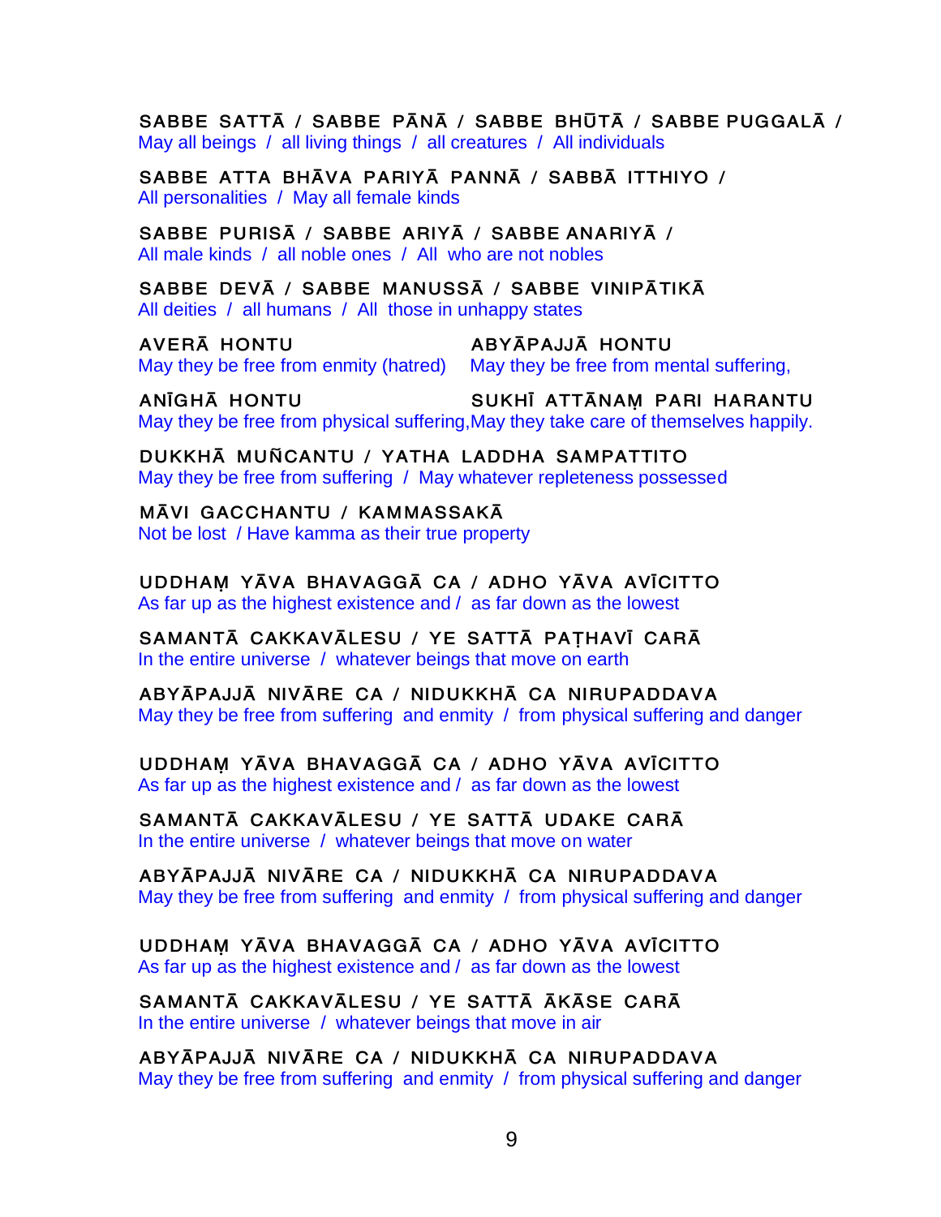SABBE SATTĀ / SABBE PĀNĀ / SABBE BHŪTĀ / SABBE PUGGALĀ /
May all beings / all living things / all creatures / All individuals

SABBE ATTA BHĀVA PARIYĀ PANNĀ / SABBĀ ITTHIYO /
All personalities / May all female kinds

SABBE PURISĀ / SABBE ARIYĀ / SABBE ANARIYĀ /
All male kinds / all noble ones / All who are not nobles

SABBE DEVĀ / SABBE MANUSSĀ / SABBE VINIPĀTIKĀ
All deities / all humans / All those in unhappy states

AVERĀ HONTU
May they be free from enmity (hatred)

ABYĀPAJJĀ HONTU
May they be free from mental suffering,

ANĪGHĀ HONTU
May they be free from physical suffering,

SUKHĪ ATTĀNAṂ PARI HARANTU
May they take care of themselves happily.

DUKKHĀ MUÑCANTU / YATHA LADDHA SAMPATTITO
May they be free from suffering / May whatever repleteness possessed

MĀVI GACCHANTU / KAMMASSAKĀ
Not be lost / Have kamma as their true property

UDDHAṂ YĀVA BHAVAGGĀ CA / ADHO YĀVA AVĪCITTO
As far up as the highest existence and / as far down as the lowest

SAMANTĀ CAKKAVĀLESU / YE SATTĀ PAṬHAVĪ CARĀ
In the entire universe / whatever beings that move on earth

ABYĀPAJJĀ NIVĀRE CA / NIDUKKHĀ CA NIRUPADDAVA
May they be free from suffering and enmity / from physical suffering and danger

UDDHAṂ YĀVA BHAVAGGĀ CA / ADHO YĀVA AVĪCITTO
As far up as the highest existence and / as far down as the lowest

SAMANTĀ CAKKAVĀLESU / YE SATTĀ UDAKE CARĀ
In the entire universe / whatever beings that move on water

ABYĀPAJJĀ NIVĀRE CA / NIDUKKHĀ CA NIRUPADDAVA
May they be free from suffering and enmity / from physical suffering and danger

UDDHAṂ YĀVA BHAVAGGĀ CA / ADHO YĀVA AVĪCITTO
As far up as the highest existence and / as far down as the lowest

SAMANTĀ CAKKAVĀLESU / YE SATTĀ ĀKĀSE CARĀ
In the entire universe / whatever beings that move in air

ABYĀPAJJĀ NIVĀRE CA / NIDUKKHĀ CA NIRUPADDAVA
May they be free from suffering and enmity / from physical suffering and danger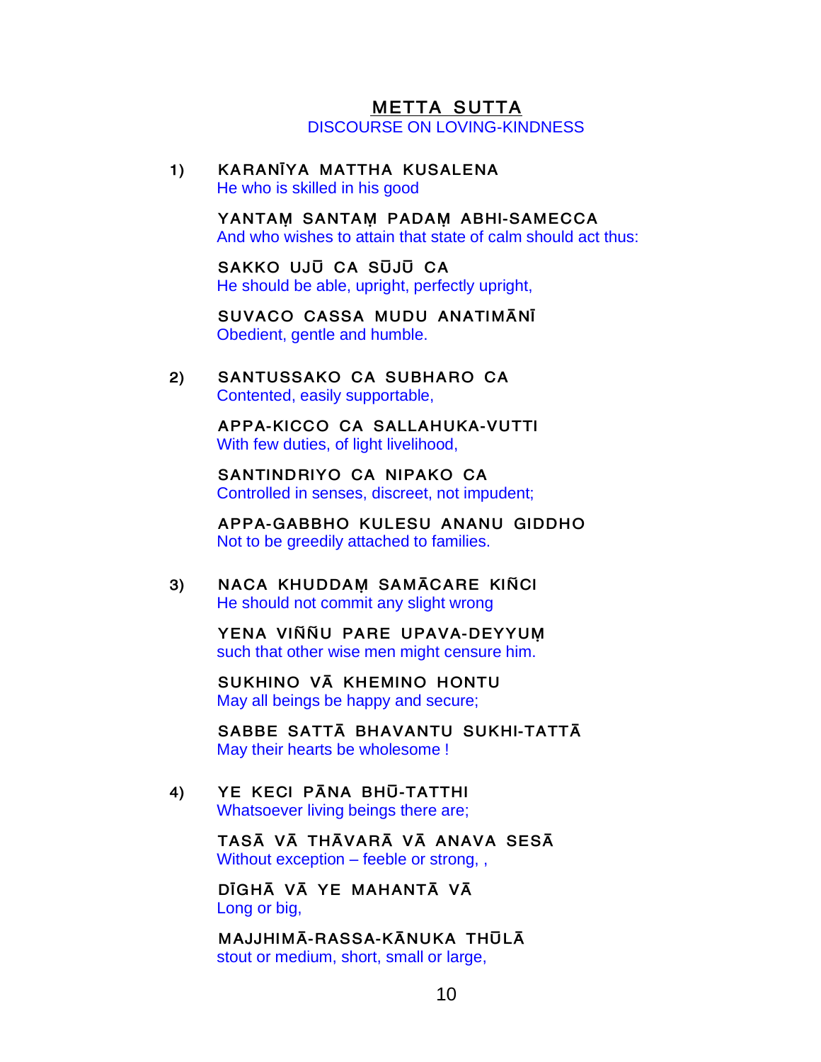# METTA SUTTA

DISCOURSE ON LOVING-KINDNESS

1) KARANĪYA MATTHA KUSALENA
He who is skilled in his good

YANTAṂ SANTAṂ PADAṂ ABHI-SAMECCA
And who wishes to attain that state of calm should act thus:

SAKKO UJŪ CA SŪJŪ CA
He should be able, upright, perfectly upright,

SUVACO CASSA MUDU ANATIMĀNĪ
Obedient, gentle and humble.

2) SANTUSSAKO CA SUBHARO CA
Contented, easily supportable,

APPA-KICCO CA SALLAHUKA-VUTTI
With few duties, of light livelihood,

SANTINDRIYO CA NIPAKO CA
Controlled in senses, discreet, not impudent;

APPA-GABBHO KULESU ANANU GIDDHO
Not to be greedily attached to families.

3) NACA KHUDDAṂ SAMĀCARE KIÑCI
He should not commit any slight wrong

YENA VIÑÑU PARE UPAVA-DEYYUṂ
such that other wise men might censure him.

SUKHINO VĀ KHEMINO HONTU
May all beings be happy and secure;

SABBE SATTĀ BHAVANTU SUKHI-TATTĀ
May their hearts be wholesome !

4) YE KECI PĀNA BHŪ-TATTHI
Whatsoever living beings there are;

TASĀ VĀ THĀVARĀ VĀ ANAVA SESĀ
Without exception – feeble or strong, ,

DĪGHĀ VĀ YE MAHANTĀ VĀ
Long or big,

MAJJHIMĀ-RASSA-KĀNUKA THŪLĀ
stout or medium, short, small or large,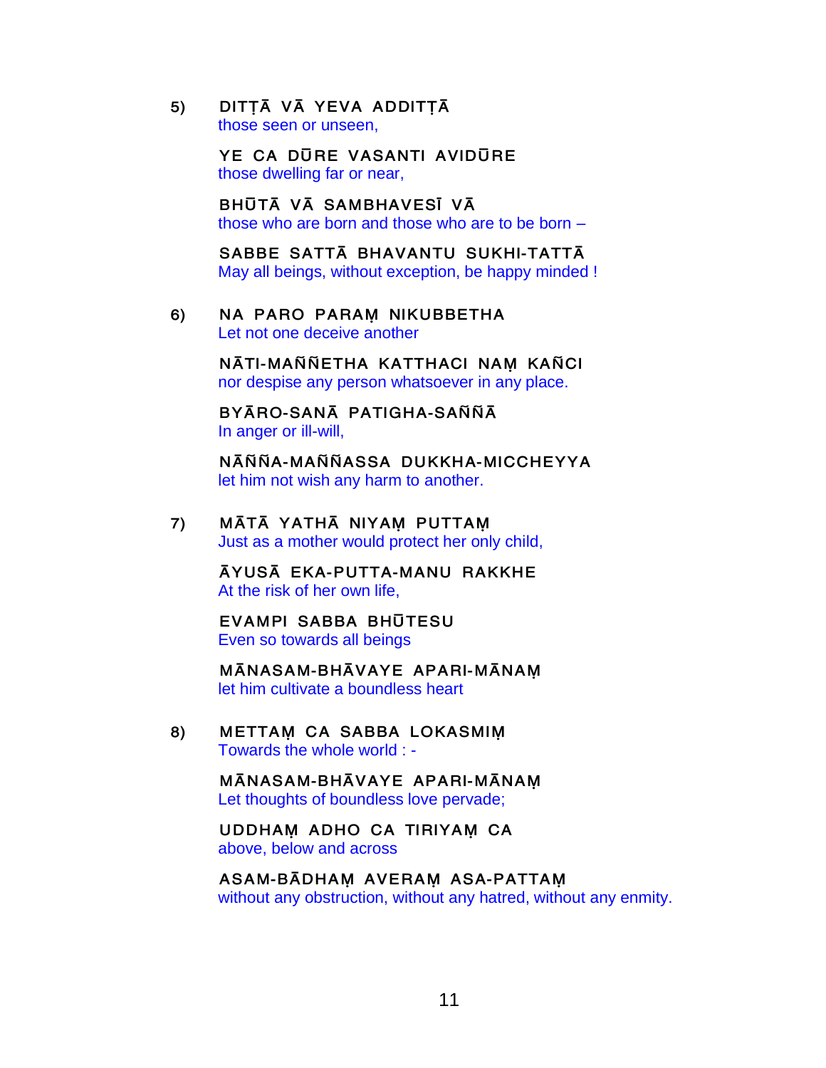5) DITṬĀ VĀ YEVA ADDITṬĀ
those seen or unseen,

YE CA DŪRE VASANTI AVIDŪRE
those dwelling far or near,

BHŪTĀ VĀ SAMBHAVESĪ VĀ
those who are born and those who are to be born –

SABBE SATTĀ BHAVANTU SUKHI-TATTĀ
May all beings, without exception, be happy minded !

6) NA PARO PARAṂ NIKUBBETHA
Let not one deceive another

NĀTI-MAÑÑETHA KATTHACI NAṂ KAÑCI
nor despise any person whatsoever in any place.

BYĀRO-SANĀ PATIGHA-SAÑÑĀ
In anger or ill-will,

NĀÑÑA-MAÑÑASSA DUKKHA-MICCHEYYA
let him not wish any harm to another.

7) MĀTĀ YATHĀ NIYAṂ PUTTAṂ
Just as a mother would protect her only child,

ĀYUSĀ EKA-PUTTA-MANU RAKKHE
At the risk of her own life,

EVAMPI SABBA BHŪTESU
Even so towards all beings

MĀNASAM-BHĀVAYE APARI-MĀNAṂ
let him cultivate a boundless heart

8) METTAṂ CA SABBA LOKASMIṂ
Towards the whole world : -

MĀNASAM-BHĀVAYE APARI-MĀNAṂ
Let thoughts of boundless love pervade;

UDDHAṂ ADHO CA TIRIYAṂ CA
above, below and across

ASAM-BĀDHAṂ AVERAṂ ASA-PATTAṂ
without any obstruction, without any hatred, without any enmity.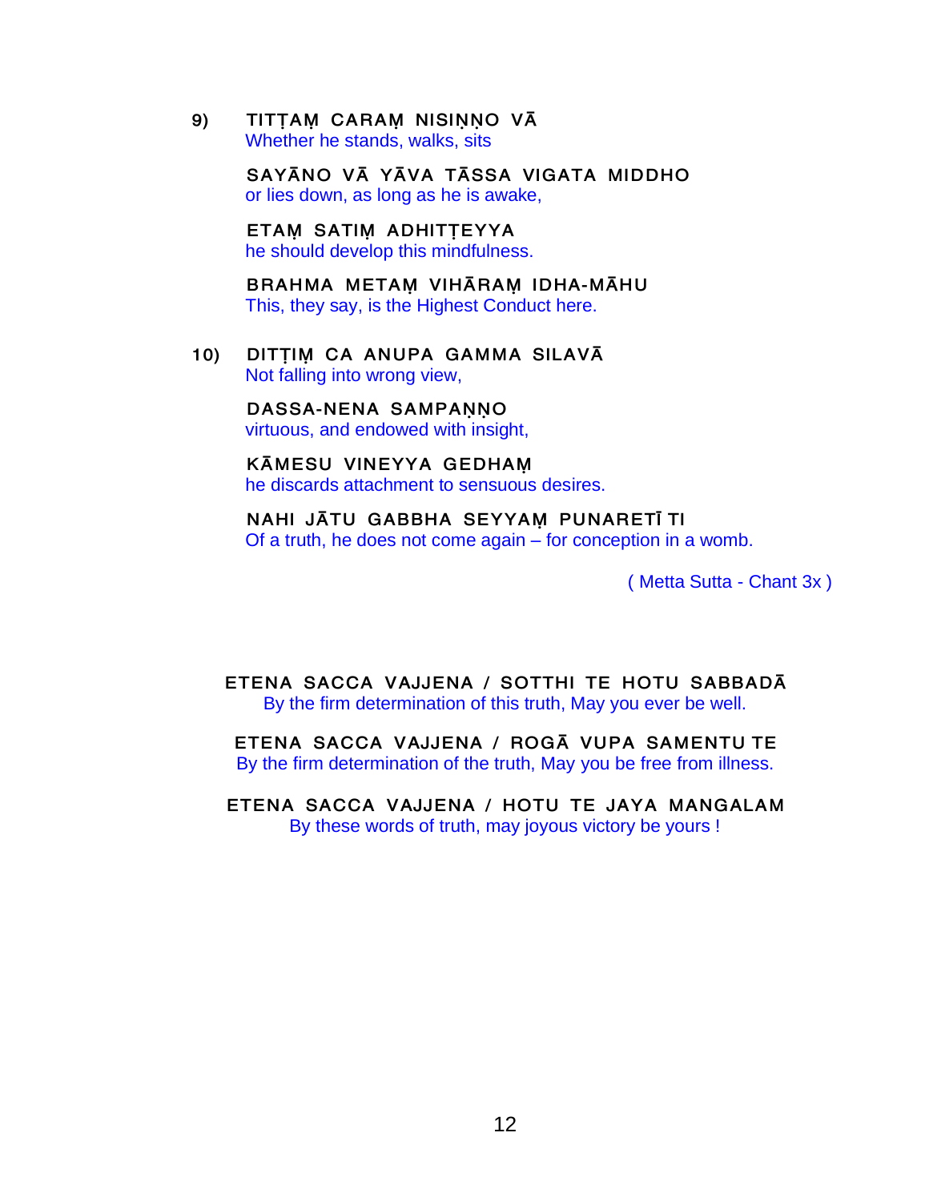9) TITṬAṂ CARAṂ NISIṆṆO VĀ
Whether he stands, walks, sits

SAYĀNO VĀ YĀVA TĀSSA VIGATA MIDDHO
or lies down, as long as he is awake,

ETAṂ SATIṂ ADHITṬEYYA
he should develop this mindfulness.

BRAHMA METAṂ VIHĀRAṂ IDHA-MĀHU
This, they say, is the Highest Conduct here.

10) DITṬIṂ CA ANUPA GAMMA SILAVĀ
Not falling into wrong view,

DASSA-NENA SAMPAṆṆO
virtuous, and endowed with insight,

KĀMESU VINEYYA GEDHAṂ
he discards attachment to sensuous desires.

NAHI JĀTU GABBHA SEYYAṂ PUNARETĪ TI
Of a truth, he does not come again – for conception in a womb.

( Metta Sutta - Chant 3x )

ETENA SACCA VAJJENA / SOTTHI TE HOTU SABBADĀ
By the firm determination of this truth, May you ever be well.

ETENA SACCA VAJJENA / ROGĀ VUPA SAMENTU TE
By the firm determination of the truth, May you be free from illness.

ETENA SACCA VAJJENA / HOTU TE JAYA MANGALAM
By these words of truth, may joyous victory be yours !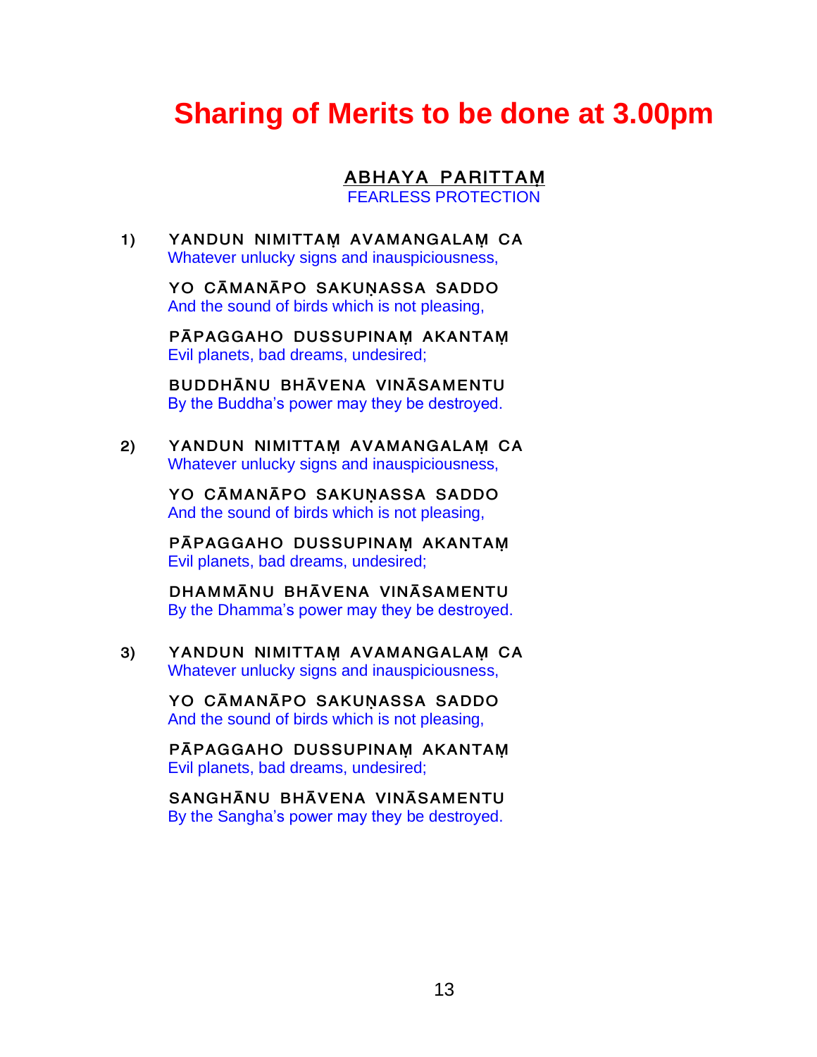# Sharing of Merits to be done at 3.00pm

## ABHAYA PARITTAṂ
FEARLESS PROTECTION

1) YANDUN NIMITTAṂ AVAMANGALAṂ CA
Whatever unlucky signs and inauspiciousness,

YO CĀMANĀPO SAKUṆASSA SADDO
And the sound of birds which is not pleasing,

PĀPAGGAHO DUSSUPINAṂ AKANTAṂ
Evil planets, bad dreams, undesired;

BUDDHĀNU BHĀVENA VINĀSAMENTU
By the Buddha's power may they be destroyed.

2) YANDUN NIMITTAṂ AVAMANGALAṂ CA
Whatever unlucky signs and inauspiciousness,

YO CĀMANĀPO SAKUṆASSA SADDO
And the sound of birds which is not pleasing,

PĀPAGGAHO DUSSUPINAṂ AKANTAṂ
Evil planets, bad dreams, undesired;

DHAMMĀNU BHĀVENA VINĀSAMENTU
By the Dhamma's power may they be destroyed.

3) YANDUN NIMITTAṂ AVAMANGALAṂ CA
Whatever unlucky signs and inauspiciousness,

YO CĀMANĀPO SAKUṆASSA SADDO
And the sound of birds which is not pleasing,

PĀPAGGAHO DUSSUPINAṂ AKANTAṂ
Evil planets, bad dreams, undesired;

SANGHĀNU BHĀVENA VINĀSAMENTU
By the Sangha's power may they be destroyed.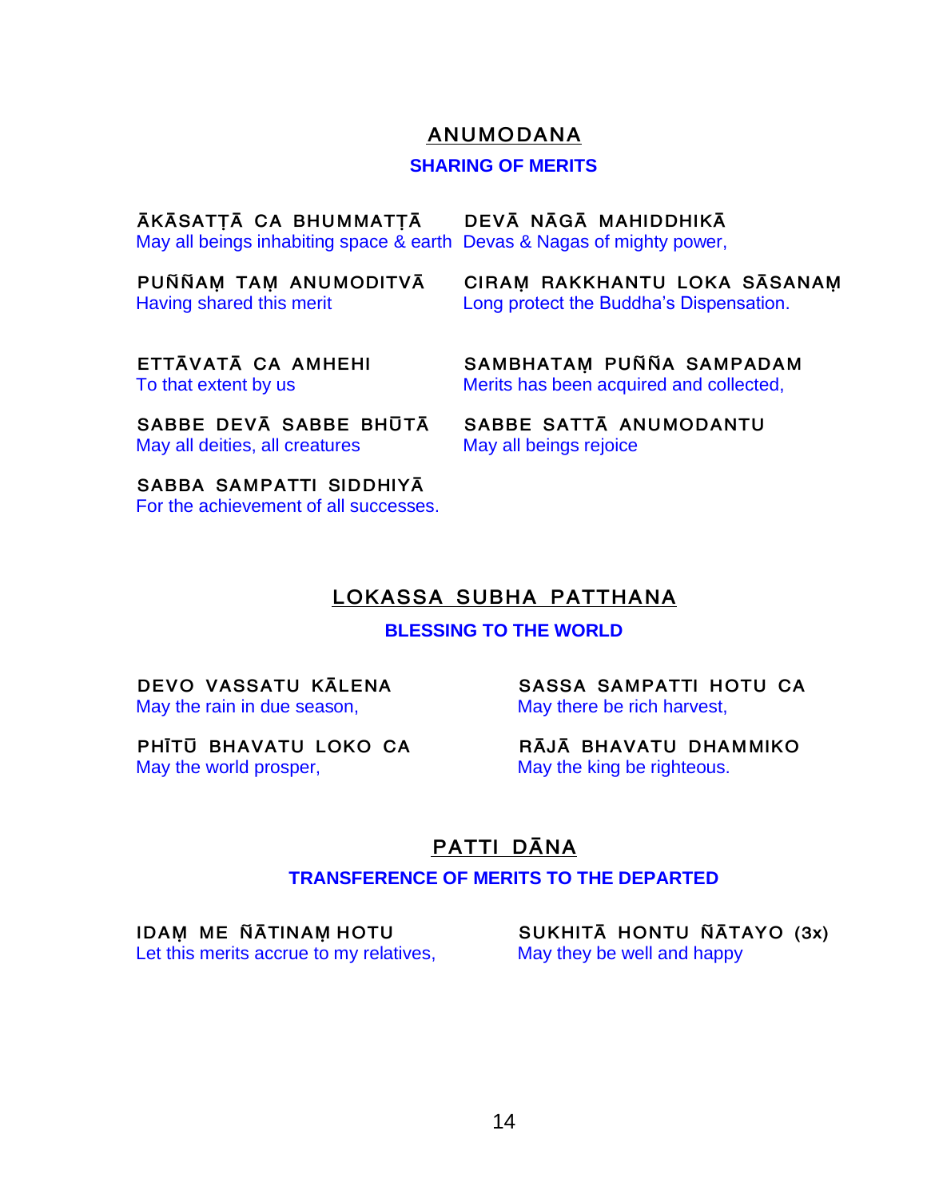## ANUMODANA

**SHARING OF MERITS**

ĀKĀSATṬĀ CA BHUMMATṬĀ
May all beings inhabiting space & earth

DEVĀ NĀGĀ MAHIDDHIKĀ
Devas & Nagas of mighty power,

PUÑÑAṂ TAṂ ANUMODITVĀ
Having shared this merit

CIRAṂ RAKKHANTU LOKA SĀSANAṂ
Long protect the Buddha's Dispensation.

ETTĀVATĀ CA AMHEHI
To that extent by us

SAMBHATAṂ PUÑÑA SAMPADAM
Merits has been acquired and collected,

SABBE DEVĀ SABBE BHŪTĀ
May all deities, all creatures

SABBE SATTĀ ANUMODANTU
May all beings rejoice

SABBA SAMPATTI SIDDHIYĀ
For the achievement of all successes.

## LOKASSA SUBHA PATTHANA

**BLESSING TO THE WORLD**

DEVO VASSATU KĀLENA
May the rain in due season,

SASSA SAMPATTI HOTU CA
May there be rich harvest,

PHĪTŪ BHAVATU LOKO CA
May the world prosper,

RĀJĀ BHAVATU DHAMMIKO
May the king be righteous.

## PATTI DĀNA

**TRANSFERENCE OF MERITS TO THE DEPARTED**

IDAṂ ME ÑĀTINAṂ HOTU
Let this merits accrue to my relatives,

SUKHITĀ HONTU ÑĀTAYO (3x)
May they be well and happy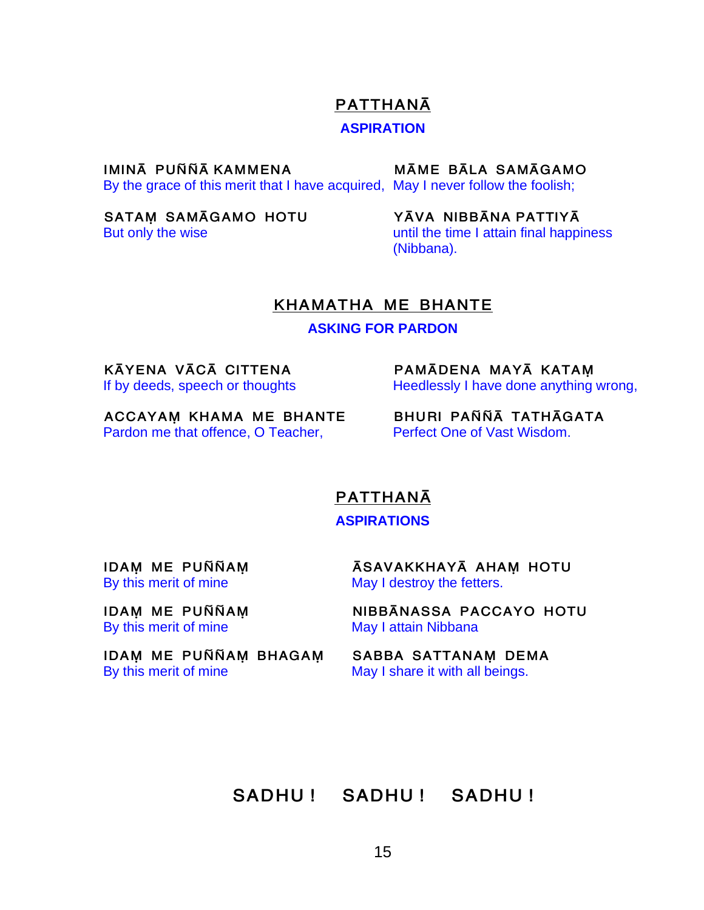## PATTHANĀ

**ASPIRATION**

IMINĀ PUÑÑĀ KAMMENA
By the grace of this merit that I have acquired,

MĀME BĀLA SAMĀGAMO
May I never follow the foolish;

SATAṂ SAMĀGAMO HOTU
But only the wise

YĀVA NIBBĀNA PATTIYĀ
until the time I attain final happiness (Nibbana).

## KHAMATHA ME BHANTE

**ASKING FOR PARDON**

KĀYENA VĀCĀ CITTENA
If by deeds, speech or thoughts

PAMĀDENA MAYĀ KATAṂ
Heedlessly I have done anything wrong,

ACCAYAṂ KHAMA ME BHANTE
Pardon me that offence, O Teacher,

BHURI PAÑÑĀ TATHĀGATA
Perfect One of Vast Wisdom.

## PATTHANĀ

**ASPIRATIONS**

IDAṂ ME PUÑÑAṂ
By this merit of mine

ĀSAVAKKHAYĀ AHAṂ HOTU
May I destroy the fetters.

IDAṂ ME PUÑÑAṂ
By this merit of mine

NIBBĀNASSA PACCAYO HOTU
May I attain Nibbana

IDAṂ ME PUÑÑAṂ BHAGAṂ
By this merit of mine

SABBA SATTANAṂ DEMA
May I share it with all beings.

**SADHU ! SADHU ! SADHU !**